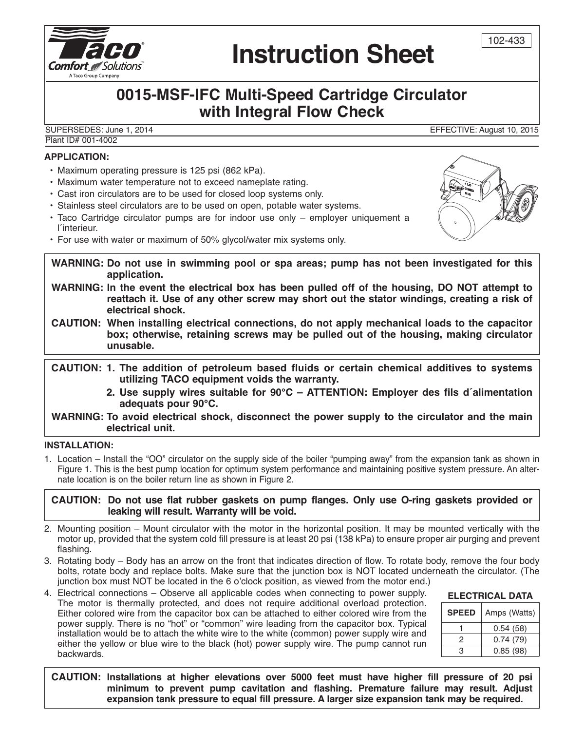102-433

# Instruction Sheet

## 0015-MSF-IFC Multi-Speed Cartridge Circulator with Integral Flow Check

SUPERSEDES: June 1, 2014 EFFECTIVE: August 10, 2015

Plant ID# 001-4002

### APPLICATION:

- Maximum operating pressure is 125 psi (862 kPa).
- Maximum water temperature not to exceed nameplate rating.
- Cast iron circulators are to be used for closed loop systems only.
- Stainless steel circulators are to be used on open, potable water systems.
- Taco Cartridge circulator pumps are for indoor use only – employer uniquement a l´interieur.
- For use with water or maximum of 50% glycol/water mix systems only.

**WARNING: Do not use in swimming pool or spa areas; pump has not been investigated for this application.**

**WARNING: In the event the electrical box has been pulled off of the housing, DO NOT attempt to reattach it. Use of any other screw may short out the stator windings, creating a risk of electrical shock.**

**CAUTION: When installing electrical connections, do not apply mechanical loads to the capacitor box; otherwise, retaining screws may be pulled out of the housing, making circulator unusable.**

**CAUTION: 1. The addition of petroleum based fluids or certain chemical additives to systems utilizing TACO equipment voids the warranty.**

**2. Use supply wires suitable for 90°C – ATTENTION: Employer des fils d´alimentation adequats pour 90°C.**

**WARNING: To avoid electrical shock, disconnect the power supply to the circulator and the main electrical unit.**

### INSTALLATION:

1. Location – Install the "OO" circulator on the supply side of the boiler "pumping away" from the expansion tank as shown in Figure 1. This is the best pump location for optimum system performance and maintaining positive system pressure. An alternate location is on the boiler return line as shown in Figure 2.

**CAUTION: Do not use flat rubber gaskets on pump flanges. Only use O-ring gaskets provided or leaking will result. Warranty will be void.**

2. Mounting position – Mount circulator with the motor in the horizontal position. It may be mounted vertically with the motor up, provided that the system cold fill pressure is at least 20 psi (138 kPa) to ensure proper air purging and prevent flashing.
3. Rotating body – Body has an arrow on the front that indicates direction of flow. To rotate body, remove the four body bolts, rotate body and replace bolts. Make sure that the junction box is NOT located underneath the circulator. (The junction box must NOT be located in the 6 o'clock position, as viewed from the motor end.)
4. Electrical connections – Observe all applicable codes when connecting to power supply. The motor is thermally protected, and does not require additional overload protection. Either colored wire from the capacitor box can be attached to either colored wire from the power supply. There is no "hot" or "common" wire leading from the capacitor box. Typical installation would be to attach the white wire to the white (common) power supply wire and either the yellow or blue wire to the black (hot) power supply wire. The pump cannot run backwards.

**ELECTRICAL DATA**

| SPEED | Amps (Watts) |
|---|---|
| 1 | 0.54 (58) |
| 2 | 0.74 (79) |
| 3 | 0.85 (98) |

**CAUTION: Installations at higher elevations over 5000 feet must have higher fill pressure of 20 psi minimum to prevent pump cavitation and flashing. Premature failure may result. Adjust expansion tank pressure to equal fill pressure. A larger size expansion tank may be required.**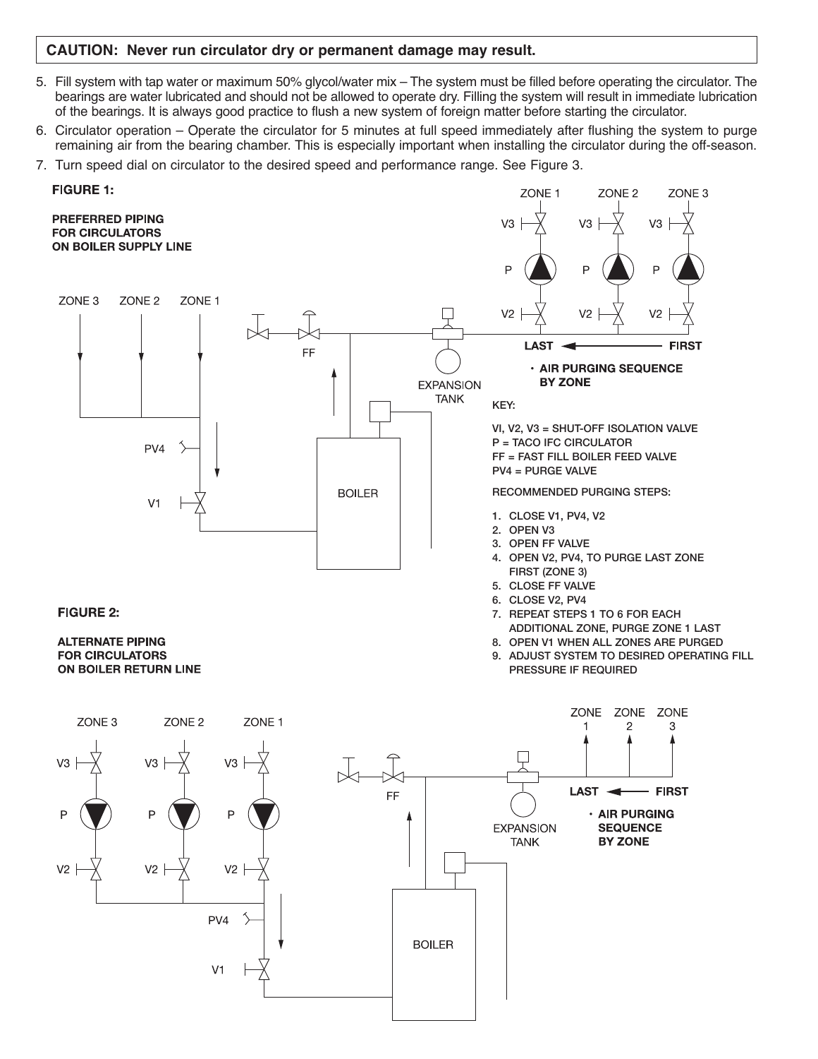**CAUTION: Never run circulator dry or permanent damage may result.**

5. Fill system with tap water or maximum 50% glycol/water mix – The system must be filled before operating the circulator. The bearings are water lubricated and should not be allowed to operate dry. Filling the system will result in immediate lubrication of the bearings. It is always good practice to flush a new system of foreign matter before starting the circulator.
6. Circulator operation – Operate the circulator for 5 minutes at full speed immediately after flushing the system to purge remaining air from the bearing chamber. This is especially important when installing the circulator during the off-season.
7. Turn speed dial on circulator to the desired speed and performance range. See Figure 3.

**FIGURE 1:**

**PREFERRED PIPING FOR CIRCULATORS ON BOILER SUPPLY LINE**

ZONE 1 ZONE 2 ZONE 3

V3 V3 V3

P P P

V2 V2 V2

ZONE 3 ZONE 2 ZONE 1

FF

EXPANSION TANK

LAST ← FIRST

• AIR PURGING SEQUENCE BY ZONE

PV4

V1

BOILER

KEY:

VI, V2, V3 = SHUT-OFF ISOLATION VALVE
P = TACO IFC CIRCULATOR
FF = FAST FILL BOILER FEED VALVE
PV4 = PURGE VALVE

RECOMMENDED PURGING STEPS:

1. CLOSE V1, PV4, V2
2. OPEN V3
3. OPEN FF VALVE
4. OPEN V2, PV4, TO PURGE LAST ZONE FIRST (ZONE 3)
5. CLOSE FF VALVE
6. CLOSE V2, PV4
7. REPEAT STEPS 1 TO 6 FOR EACH ADDITIONAL ZONE, PURGE ZONE 1 LAST
8. OPEN V1 WHEN ALL ZONES ARE PURGED
9. ADJUST SYSTEM TO DESIRED OPERATING FILL PRESSURE IF REQUIRED

**FIGURE 2:**

**ALTERNATE PIPING FOR CIRCULATORS ON BOILER RETURN LINE**

ZONE 3 ZONE 2 ZONE 1

V3 V3 V3

P P P

V2 V2 V2

PV4

V1

FF

EXPANSION TANK

ZONE 1 ZONE 2 ZONE 3

LAST ← FIRST

• AIR PURGING SEQUENCE BY ZONE

BOILER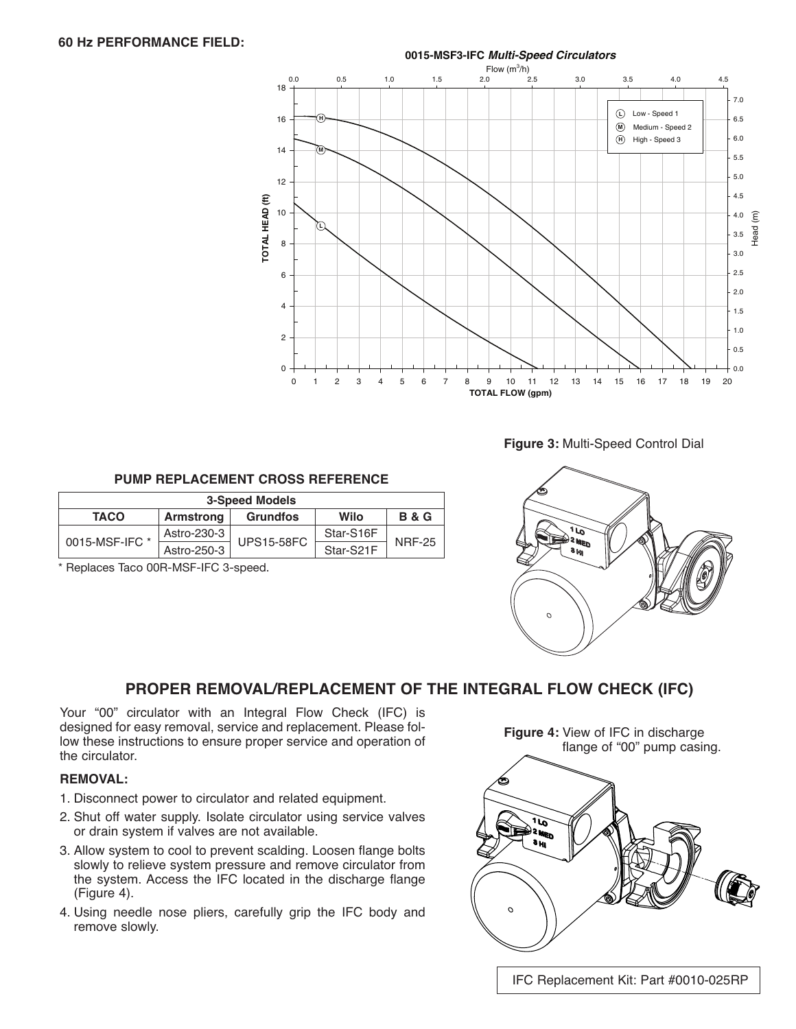**60 Hz PERFORMANCE FIELD:**

**0015-MSF3-IFC *Multi-Speed Circulators***

**PUMP REPLACEMENT CROSS REFERENCE**

| 3-Speed Models | | | | |
|---|---|---|---|---|
| **TACO** | **Armstrong** | **Grundfos** | **Wilo** | **B & G** |
| 0015-MSF-IFC * | Astro-230-3 | UPS15-58FC | Star-S16F | NRF-25 |
| | Astro-250-3 | | Star-S21F | |

\* Replaces Taco 00R-MSF-IFC 3-speed.

**Figure 3:** Multi-Speed Control Dial

## PROPER REMOVAL/REPLACEMENT OF THE INTEGRAL FLOW CHECK (IFC)

Your "00" circulator with an Integral Flow Check (IFC) is designed for easy removal, service and replacement. Please follow these instructions to ensure proper service and operation of the circulator.

### REMOVAL:

1. Disconnect power to circulator and related equipment.
2. Shut off water supply. Isolate circulator using service valves or drain system if valves are not available.
3. Allow system to cool to prevent scalding. Loosen flange bolts slowly to relieve system pressure and remove circulator from the system. Access the IFC located in the discharge flange (Figure 4).
4. Using needle nose pliers, carefully grip the IFC body and remove slowly.

**Figure 4:** View of IFC in discharge flange of "00" pump casing.

IFC Replacement Kit: Part #0010-025RP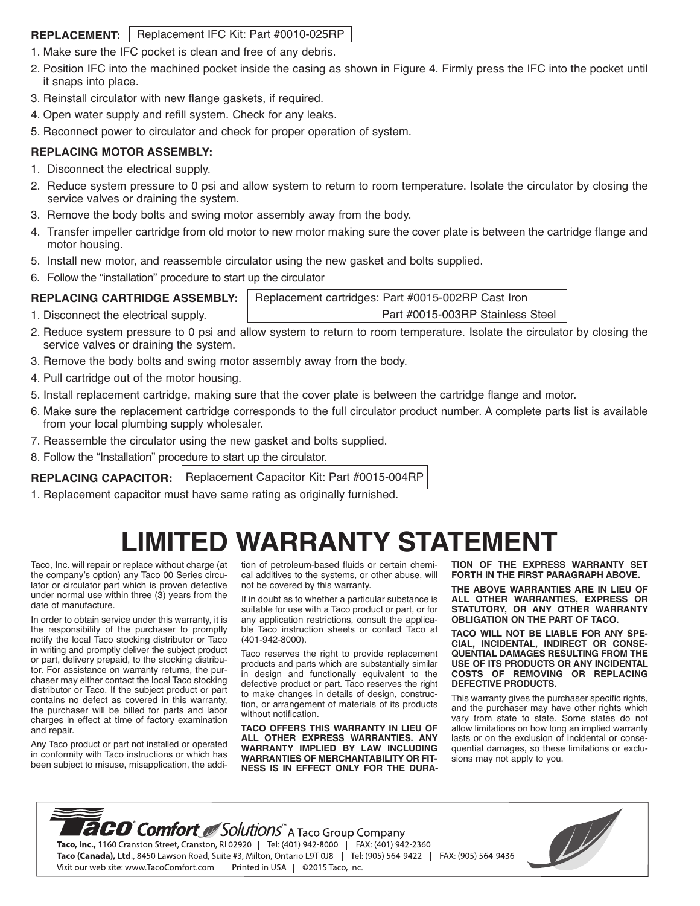**REPLACEMENT:** Replacement IFC Kit: Part #0010-025RP

1. Make sure the IFC pocket is clean and free of any debris.
2. Position IFC into the machined pocket inside the casing as shown in Figure 4. Firmly press the IFC into the pocket until it snaps into place.
3. Reinstall circulator with new flange gaskets, if required.
4. Open water supply and refill system. Check for any leaks.
5. Reconnect power to circulator and check for proper operation of system.

**REPLACING MOTOR ASSEMBLY:**

1. Disconnect the electrical supply.
2. Reduce system pressure to 0 psi and allow system to return to room temperature. Isolate the circulator by closing the service valves or draining the system.
3. Remove the body bolts and swing motor assembly away from the body.
4. Transfer impeller cartridge from old motor to new motor making sure the cover plate is between the cartridge flange and motor housing.
5. Install new motor, and reassemble circulator using the new gasket and bolts supplied.
6. Follow the "installation" procedure to start up the circulator

**REPLACING CARTRIDGE ASSEMBLY:** Replacement cartridges: Part #0015-002RP Cast Iron, Part #0015-003RP Stainless Steel

1. Disconnect the electrical supply.
2. Reduce system pressure to 0 psi and allow system to return to room temperature. Isolate the circulator by closing the service valves or draining the system.
3. Remove the body bolts and swing motor assembly away from the body.
4. Pull cartridge out of the motor housing.
5. Install replacement cartridge, making sure that the cover plate is between the cartridge flange and motor.
6. Make sure the replacement cartridge corresponds to the full circulator product number. A complete parts list is available from your local plumbing supply wholesaler.
7. Reassemble the circulator using the new gasket and bolts supplied.
8. Follow the "Installation" procedure to start up the circulator.

**REPLACING CAPACITOR:** Replacement Capacitor Kit: Part #0015-004RP

1. Replacement capacitor must have same rating as originally furnished.

# LIMITED WARRANTY STATEMENT

Taco, Inc. will repair or replace without charge (at the company's option) any Taco 00 Series circulator or circulator part which is proven defective under normal use within three (3) years from the date of manufacture.

In order to obtain service under this warranty, it is the responsibility of the purchaser to promptly notify the local Taco stocking distributor or Taco in writing and promptly deliver the subject product or part, delivery prepaid, to the stocking distributor. For assistance on warranty returns, the purchaser may either contact the local Taco stocking distributor or Taco. If the subject product or part contains no defect as covered in this warranty, the purchaser will be billed for parts and labor charges in effect at time of factory examination and repair.

Any Taco product or part not installed or operated in conformity with Taco instructions or which has been subject to misuse, misapplication, the addition of petroleum-based fluids or certain chemical additives to the systems, or other abuse, will not be covered by this warranty.

If in doubt as to whether a particular substance is suitable for use with a Taco product or part, or for any application restrictions, consult the applicable Taco instruction sheets or contact Taco at (401-942-8000).

Taco reserves the right to provide replacement products and parts which are substantially similar in design and functionally equivalent to the defective product or part. Taco reserves the right to make changes in details of design, construction, or arrangement of materials of its products without notification.

**TACO OFFERS THIS WARRANTY IN LIEU OF ALL OTHER EXPRESS WARRANTIES. ANY WARRANTY IMPLIED BY LAW INCLUDING WARRANTIES OF MERCHANTABILITY OR FITNESS IS IN EFFECT ONLY FOR THE DURATION OF THE EXPRESS WARRANTY SET FORTH IN THE FIRST PARAGRAPH ABOVE.**

**THE ABOVE WARRANTIES ARE IN LIEU OF ALL OTHER WARRANTIES, EXPRESS OR STATUTORY, OR ANY OTHER WARRANTY OBLIGATION ON THE PART OF TACO.**

**TACO WILL NOT BE LIABLE FOR ANY SPECIAL, INCIDENTAL, INDIRECT OR CONSEQUENTIAL DAMAGES RESULTING FROM THE USE OF ITS PRODUCTS OR ANY INCIDENTAL COSTS OF REMOVING OR REPLACING DEFECTIVE PRODUCTS.**

This warranty gives the purchaser specific rights, and the purchaser may have other rights which vary from state to state. Some states do not allow limitations on how long an implied warranty lasts or on the exclusion of incidental or consequential damages, so these limitations or exclusions may not apply to you.

Taco Comfort Solutions™ A Taco Group Company

**Taco, Inc.,** 1160 Cranston Street, Cranston, RI 02920 | Tel: (401) 942-8000 | FAX: (401) 942-2360

**Taco (Canada), Ltd.,** 8450 Lawson Road, Suite #3, Milton, Ontario L9T 0J8 | Tel: (905) 564-9422 | FAX: (905) 564-9436

Visit our web site: www.TacoComfort.com | Printed in USA | ©2015 Taco, Inc.